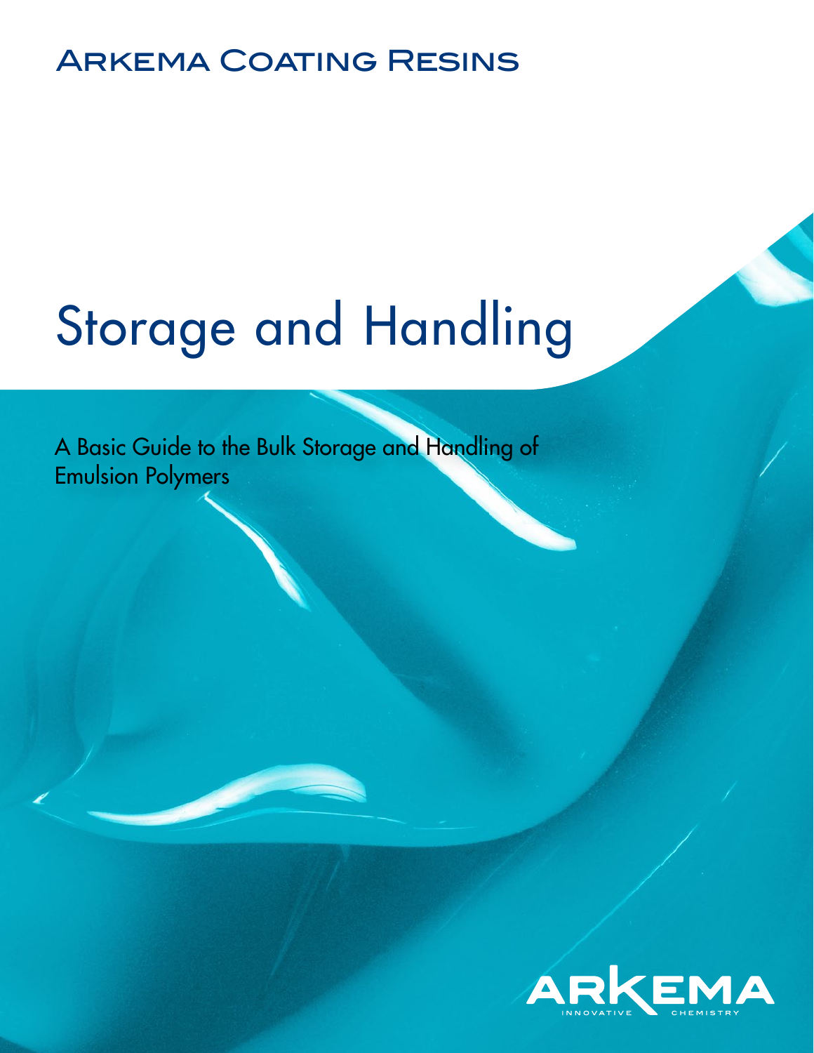Arkema Coating Resins

# Storage and Handling

A Basic Guide to the Bulk Storage and Handling of Emulsion Polymers

ARKEMA

INNOVATIVE CHEMISTRY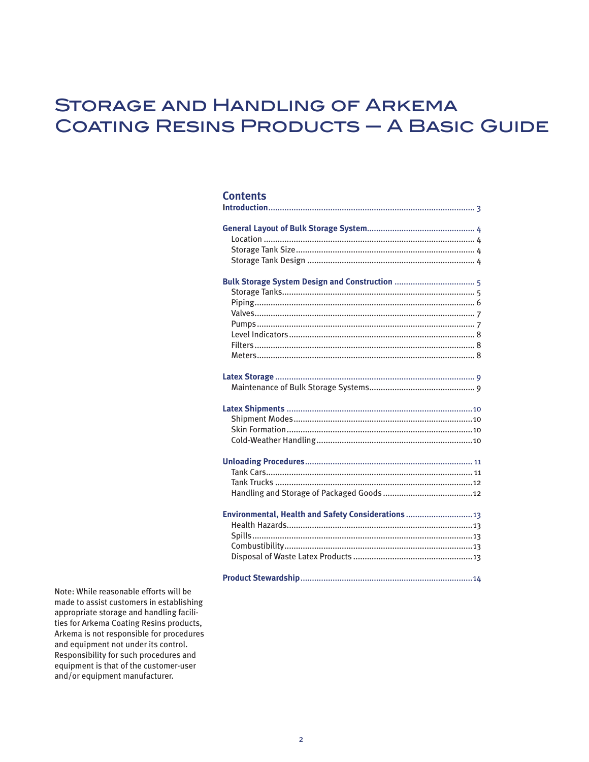# Storage and Handling of Arkema Coating Resins Products — A Basic Guide

## Contents

**Introduction** ........ 3

**General Layout of Bulk Storage System** ........ 4
- Location ........ 4
- Storage Tank Size ........ 4
- Storage Tank Design ........ 4

**Bulk Storage System Design and Construction** ........ 5
- Storage Tanks ........ 5
- Piping ........ 6
- Valves ........ 7
- Pumps ........ 7
- Level Indicators ........ 8
- Filters ........ 8
- Meters ........ 8

**Latex Storage** ........ 9
- Maintenance of Bulk Storage Systems ........ 9

**Latex Shipments** ........ 10
- Shipment Modes ........ 10
- Skin Formation ........ 10
- Cold-Weather Handling ........ 10

**Unloading Procedures** ........ 11
- Tank Cars ........ 11
- Tank Trucks ........ 12
- Handling and Storage of Packaged Goods ........ 12

**Environmental, Health and Safety Considerations** ........ 13
- Health Hazards ........ 13
- Spills ........ 13
- Combustibility ........ 13
- Disposal of Waste Latex Products ........ 13

**Product Stewardship** ........ 14

Note: While reasonable efforts will be made to assist customers in establishing appropriate storage and handling facilities for Arkema Coating Resins products, Arkema is not responsible for procedures and equipment not under its control. Responsibility for such procedures and equipment is that of the customer-user and/or equipment manufacturer.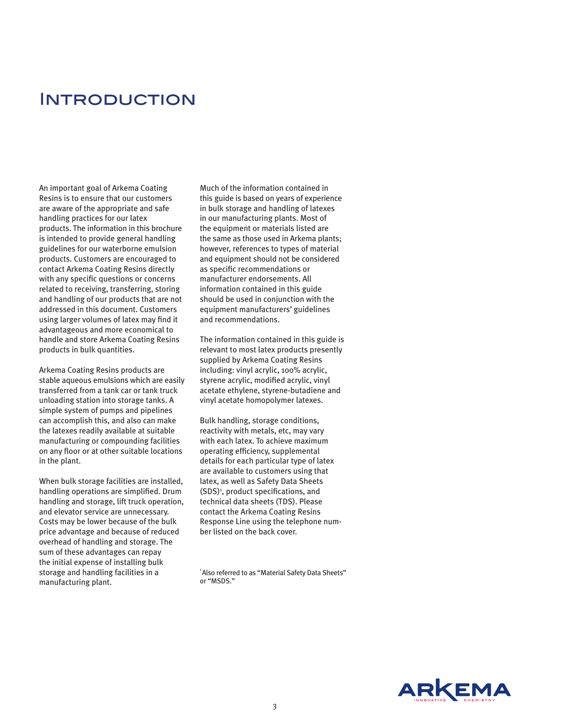# Introduction

An important goal of Arkema Coating Resins is to ensure that our customers are aware of the appropriate and safe handling practices for our latex products. The information in this brochure is intended to provide general handling guidelines for our waterborne emulsion products. Customers are encouraged to contact Arkema Coating Resins directly with any specific questions or concerns related to receiving, transferring, storing and handling of our products that are not addressed in this document. Customers using larger volumes of latex may find it advantageous and more economical to handle and store Arkema Coating Resins products in bulk quantities.

Arkema Coating Resins products are stable aqueous emulsions which are easily transferred from a tank car or tank truck unloading station into storage tanks. A simple system of pumps and pipelines can accomplish this, and also can make the latexes readily available at suitable manufacturing or compounding facilities on any floor or at other suitable locations in the plant.

When bulk storage facilities are installed, handling operations are simplified. Drum handling and storage, lift truck operation, and elevator service are unnecessary. Costs may be lower because of the bulk price advantage and because of reduced overhead of handling and storage. The sum of these advantages can repay the initial expense of installing bulk storage and handling facilities in a manufacturing plant.

Much of the information contained in this guide is based on years of experience in bulk storage and handling of latexes in our manufacturing plants. Most of the equipment or materials listed are the same as those used in Arkema plants; however, references to types of material and equipment should not be considered as specific recommendations or manufacturer endorsements. All information contained in this guide should be used in conjunction with the equipment manufacturers' guidelines and recommendations.

The information contained in this guide is relevant to most latex products presently supplied by Arkema Coating Resins including: vinyl acrylic, 100% acrylic, styrene acrylic, modified acrylic, vinyl acetate ethylene, styrene-butadiene and vinyl acetate homopolymer latexes.

Bulk handling, storage conditions, reactivity with metals, etc, may vary with each latex. To achieve maximum operating efficiency, supplemental details for each particular type of latex are available to customers using that latex, as well as Safety Data Sheets (SDS)[1], product specifications, and technical data sheets (TDS). Please contact the Arkema Coating Resins Response Line using the telephone number listed on the back cover.

[1] Also referred to as "Material Safety Data Sheets" or "MSDS."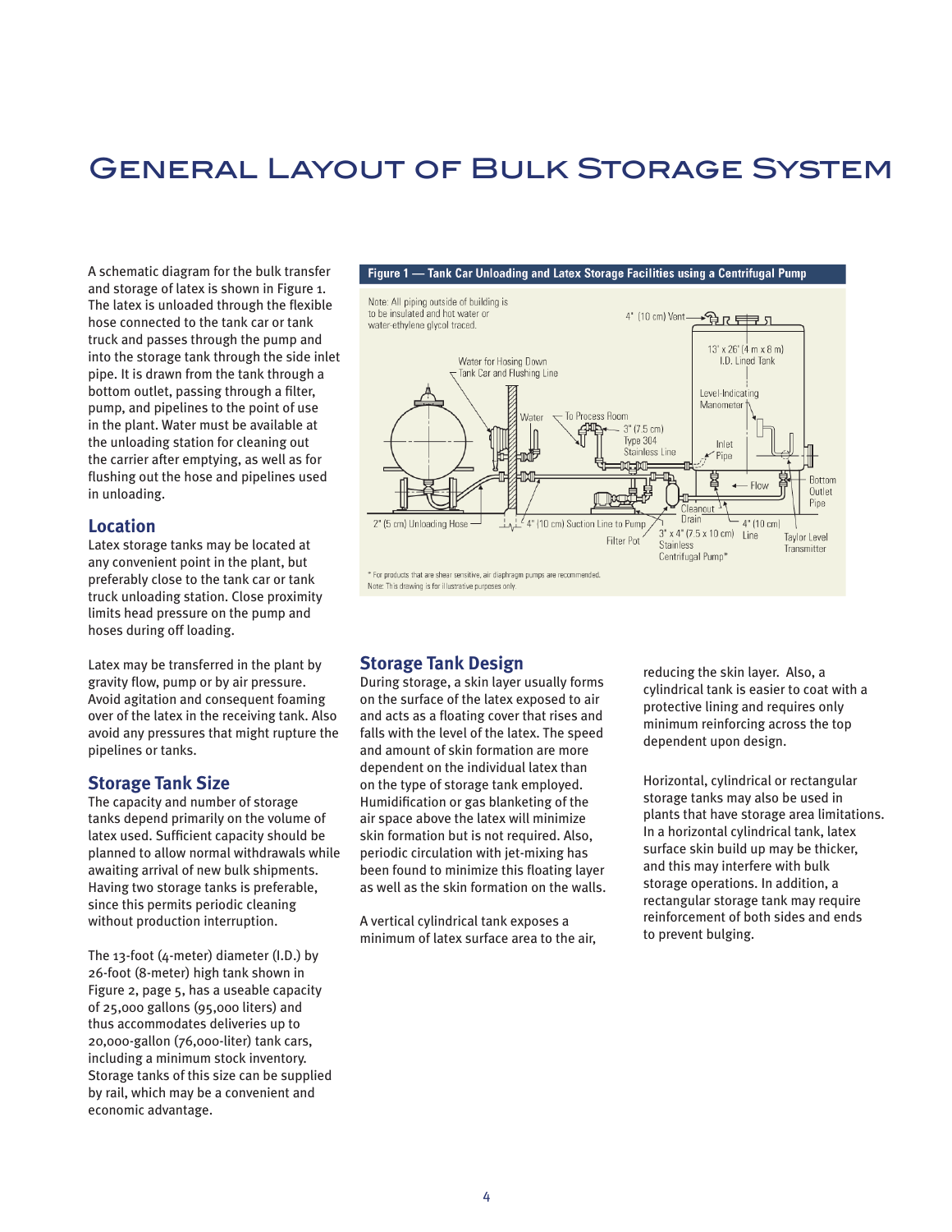# General Layout of Bulk Storage System

A schematic diagram for the bulk transfer and storage of latex is shown in Figure 1. The latex is unloaded through the flexible hose connected to the tank car or tank truck and passes through the pump and into the storage tank through the side inlet pipe. It is drawn from the tank through a bottom outlet, passing through a filter, pump, and pipelines to the point of use in the plant. Water must be available at the unloading station for cleaning out the carrier after emptying, as well as for flushing out the hose and pipelines used in unloading.

## Location

Latex storage tanks may be located at any convenient point in the plant, but preferably close to the tank car or tank truck unloading station. Close proximity limits head pressure on the pump and hoses during off loading.

Latex may be transferred in the plant by gravity flow, pump or by air pressure. Avoid agitation and consequent foaming over of the latex in the receiving tank. Also avoid any pressures that might rupture the pipelines or tanks.

## Storage Tank Size

The capacity and number of storage tanks depend primarily on the volume of latex used. Sufficient capacity should be planned to allow normal withdrawals while awaiting arrival of new bulk shipments. Having two storage tanks is preferable, since this permits periodic cleaning without production interruption.

The 13-foot (4-meter) diameter (I.D.) by 26-foot (8-meter) high tank shown in Figure 2, page 5, has a useable capacity of 25,000 gallons (95,000 liters) and thus accommodates deliveries up to 20,000-gallon (76,000-liter) tank cars, including a minimum stock inventory. Storage tanks of this size can be supplied by rail, which may be a convenient and economic advantage.

**Figure 1 — Tank Car Unloading and Latex Storage Facilities using a Centrifugal Pump**

Note: All piping outside of building is to be insulated and hot water or water-ethylene glycol traced.

4" (10 cm) Vent; 13' x 26' (4 m x 8 m) I.D. Lined Tank; Water for Hosing Down Tank Car and Flushing Line; Level-Indicating Manometer; Water; To Process Room; 3" (7.5 cm) Type 304 Stainless Line; Inlet Pipe; Flow; Bottom Outlet Pipe; Cleanout Drain; 2" (5 cm) Unloading Hose; 4" (10 cm) Suction Line to Pump; 4" (10 cm) Line; Filter Pot; 3" x 4" (7.5 x 10 cm) Stainless Centrifugal Pump*; Taylor Level Transmitter

\* For products that are shear sensitive, air diaphragm pumps are recommended.
Note: This drawing is for illustrative purposes only.

## Storage Tank Design

During storage, a skin layer usually forms on the surface of the latex exposed to air and acts as a floating cover that rises and falls with the level of the latex. The speed and amount of skin formation are more dependent on the individual latex than on the type of storage tank employed. Humidification or gas blanketing of the air space above the latex will minimize skin formation but is not required. Also, periodic circulation with jet-mixing has been found to minimize this floating layer as well as the skin formation on the walls.

A vertical cylindrical tank exposes a minimum of latex surface area to the air, reducing the skin layer. Also, a cylindrical tank is easier to coat with a protective lining and requires only minimum reinforcing across the top dependent upon design.

Horizontal, cylindrical or rectangular storage tanks may also be used in plants that have storage area limitations. In a horizontal cylindrical tank, latex surface skin build up may be thicker, and this may interfere with bulk storage operations. In addition, a rectangular storage tank may require reinforcement of both sides and ends to prevent bulging.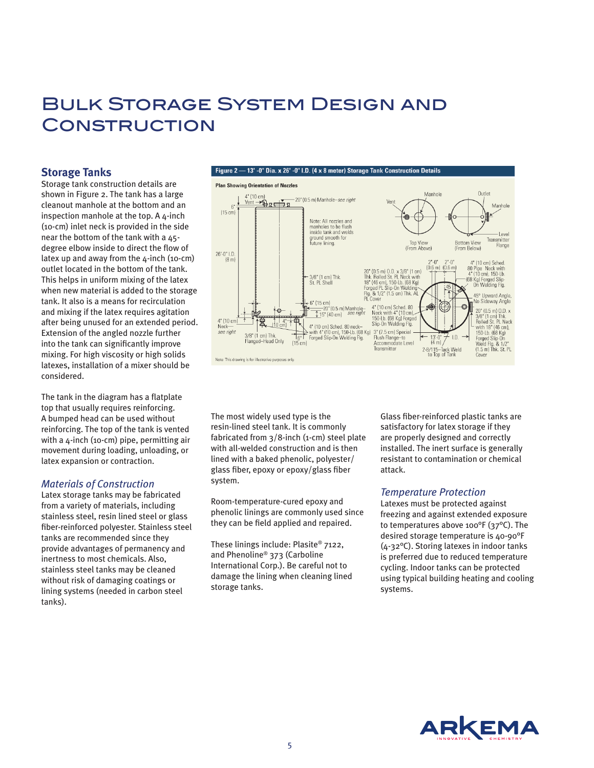# Bulk Storage System Design and Construction

## Storage Tanks

Storage tank construction details are shown in Figure 2. The tank has a large cleanout manhole at the bottom and an inspection manhole at the top. A 4-inch (10-cm) inlet neck is provided in the side near the bottom of the tank with a 45-degree elbow inside to direct the flow of latex up and away from the 4-inch (10-cm) outlet located in the bottom of the tank. This helps in uniform mixing of the latex when new material is added to the storage tank. It also is a means for recirculation and mixing if the latex requires agitation after being unused for an extended period. Extension of the angled nozzle further into the tank can significantly improve mixing. For high viscosity or high solids latexes, installation of a mixer should be considered.

The tank in the diagram has a flatplate top that usually requires reinforcing. A bumped head can be used without reinforcing. The top of the tank is vented with a 4-inch (10-cm) pipe, permitting air movement during loading, unloading, or latex expansion or contraction.

**Figure 2 — 13' -0" Dia. x 26' -0" I.D. (4 x 8 meter) Storage Tank Construction Details**

Plan Showing Orientation of Nozzles

4" (10 cm) Vent; 20" (0.5 m) Manhole—see right; 6" (15 cm); 26'-0" I.D. (8 m); Note: All nozzles and manholes to be flush inside tank and welds ground smooth for future lining.; 3/8" (1 cm) Thk. St. PL Shell; 6" (15 cm); 20" (0.5 m) Manhole—see right; 15" (40 cm); 4" (10 cm) Neck—see right; 4" (10 cm); 3/8" (1 cm) Thk. Flanged–Head Only; 6" (15 cm); 4" (10 cm) Sched. 80 neck–with 4" (10 cm), 150-Lb. (68 Kg) Forged Slip-On Welding Flg.

Top View (From Above): Vent, Manhole. Bottom View (From Below): Outlet, Manhole, Level Transmitter Flange.

20" (0.5 m) O.D. x 3/8" (1 cm) Thk. Rolled St. PL Neck with 18" (46 cm), 150-Lb. (68 Kg) Forged PL Slip-On Welding Flg. & 1/2" (1.5 cm) Thk. AL PL Cover; 2'-0" (0.6 m); 2'-0" (0.6 m); 4" (10 cm) Sched. 80 Pipe Neck with 4" (10 cm), 150-Lb. (68 Kg) Forged Slip-On Welding Flg.; 45; 45° Upward Angle, No Sideway Angle; 4" (10 cm) Sched. 80 Neck with 4" (10 cm), 150-Lb. (68 Kg) Forged Slip-On Welding Flg.; 3" (7.5 cm) Special Flush Flange–to Accommodate Level Transmitter; 13'-0" (4 m) I.D.; 2-8/115–Tack Weld to Top of Tank; 20" (0.5 m) O.D. x 3/8" (1 cm) Thk. Rolled St. PL Neck with 18" (46 cm), 150-Lb. (68 Kg) Forged Slip-On Weld Flg. & 1/2" (1.5 m) Thk. St. PL Cover

Note: This drawing is for illustrative purposes only.

### *Materials of Construction*

Latex storage tanks may be fabricated from a variety of materials, including stainless steel, resin lined steel or glass fiber-reinforced polyester. Stainless steel tanks are recommended since they provide advantages of permanency and inertness to most chemicals. Also, stainless steel tanks may be cleaned without risk of damaging coatings or lining systems (needed in carbon steel tanks).

The most widely used type is the resin-lined steel tank. It is commonly fabricated from 3/8-inch (1-cm) steel plate with all-welded construction and is then lined with a baked phenolic, polyester/glass fiber, epoxy or epoxy/glass fiber system.

Room-temperature-cured epoxy and phenolic linings are commonly used since they can be field applied and repaired.

These linings include: Plasite® 7122, and Phenoline® 373 (Carboline International Corp.). Be careful not to damage the lining when cleaning lined storage tanks.

Glass fiber-reinforced plastic tanks are satisfactory for latex storage if they are properly designed and correctly installed. The inert surface is generally resistant to contamination or chemical attack.

### *Temperature Protection*

Latexes must be protected against freezing and against extended exposure to temperatures above 100°F (37°C). The desired storage temperature is 40-90°F (4-32°C). Storing latexes in indoor tanks is preferred due to reduced temperature cycling. Indoor tanks can be protected using typical building heating and cooling systems.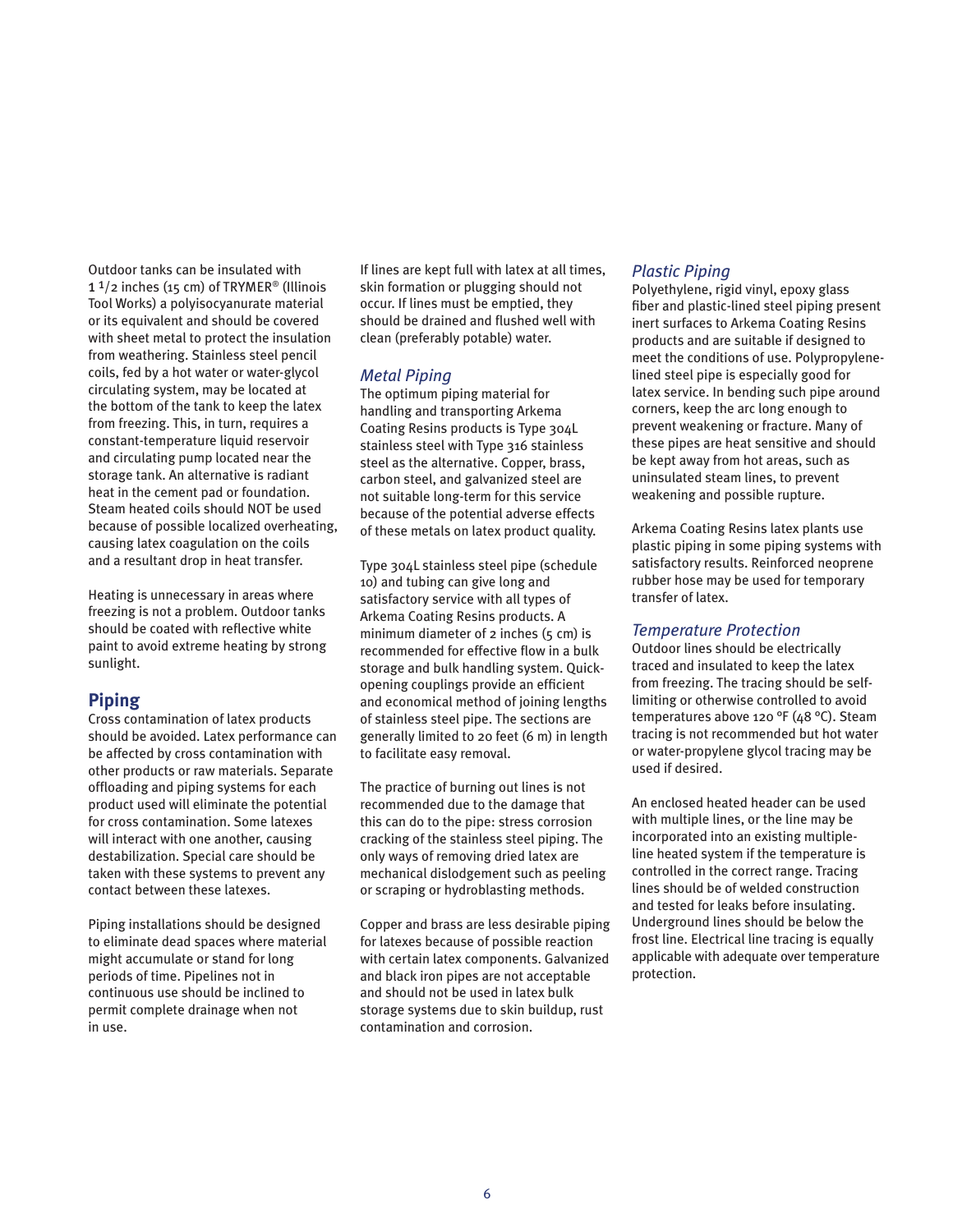Outdoor tanks can be insulated with 1 1/2 inches (15 cm) of TRYMER® (Illinois Tool Works) a polyisocyanurate material or its equivalent and should be covered with sheet metal to protect the insulation from weathering. Stainless steel pencil coils, fed by a hot water or water-glycol circulating system, may be located at the bottom of the tank to keep the latex from freezing. This, in turn, requires a constant-temperature liquid reservoir and circulating pump located near the storage tank. An alternative is radiant heat in the cement pad or foundation. Steam heated coils should NOT be used because of possible localized overheating, causing latex coagulation on the coils and a resultant drop in heat transfer.

Heating is unnecessary in areas where freezing is not a problem. Outdoor tanks should be coated with reflective white paint to avoid extreme heating by strong sunlight.

## Piping

Cross contamination of latex products should be avoided. Latex performance can be affected by cross contamination with other products or raw materials. Separate offloading and piping systems for each product used will eliminate the potential for cross contamination. Some latexes will interact with one another, causing destabilization. Special care should be taken with these systems to prevent any contact between these latexes.

Piping installations should be designed to eliminate dead spaces where material might accumulate or stand for long periods of time. Pipelines not in continuous use should be inclined to permit complete drainage when not in use.

If lines are kept full with latex at all times, skin formation or plugging should not occur. If lines must be emptied, they should be drained and flushed well with clean (preferably potable) water.

### *Metal Piping*

The optimum piping material for handling and transporting Arkema Coating Resins products is Type 304L stainless steel with Type 316 stainless steel as the alternative. Copper, brass, carbon steel, and galvanized steel are not suitable long-term for this service because of the potential adverse effects of these metals on latex product quality.

Type 304L stainless steel pipe (schedule 10) and tubing can give long and satisfactory service with all types of Arkema Coating Resins products. A minimum diameter of 2 inches (5 cm) is recommended for effective flow in a bulk storage and bulk handling system. Quick-opening couplings provide an efficient and economical method of joining lengths of stainless steel pipe. The sections are generally limited to 20 feet (6 m) in length to facilitate easy removal.

The practice of burning out lines is not recommended due to the damage that this can do to the pipe: stress corrosion cracking of the stainless steel piping. The only ways of removing dried latex are mechanical dislodgement such as peeling or scraping or hydroblasting methods.

Copper and brass are less desirable piping for latexes because of possible reaction with certain latex components. Galvanized and black iron pipes are not acceptable and should not be used in latex bulk storage systems due to skin buildup, rust contamination and corrosion.

### *Plastic Piping*

Polyethylene, rigid vinyl, epoxy glass fiber and plastic-lined steel piping present inert surfaces to Arkema Coating Resins products and are suitable if designed to meet the conditions of use. Polypropylene-lined steel pipe is especially good for latex service. In bending such pipe around corners, keep the arc long enough to prevent weakening or fracture. Many of these pipes are heat sensitive and should be kept away from hot areas, such as uninsulated steam lines, to prevent weakening and possible rupture.

Arkema Coating Resins latex plants use plastic piping in some piping systems with satisfactory results. Reinforced neoprene rubber hose may be used for temporary transfer of latex.

### *Temperature Protection*

Outdoor lines should be electrically traced and insulated to keep the latex from freezing. The tracing should be self-limiting or otherwise controlled to avoid temperatures above 120 °F (48 °C). Steam tracing is not recommended but hot water or water-propylene glycol tracing may be used if desired.

An enclosed heated header can be used with multiple lines, or the line may be incorporated into an existing multiple-line heated system if the temperature is controlled in the correct range. Tracing lines should be of welded construction and tested for leaks before insulating. Underground lines should be below the frost line. Electrical line tracing is equally applicable with adequate over temperature protection.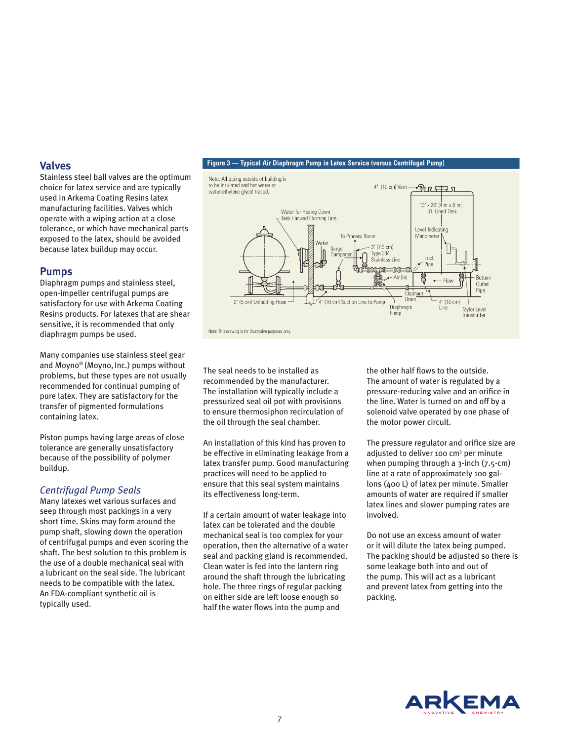## Valves

Stainless steel ball valves are the optimum choice for latex service and are typically used in Arkema Coating Resins latex manufacturing facilities. Valves which operate with a wiping action at a close tolerance, or which have mechanical parts exposed to the latex, should be avoided because latex buildup may occur.

## Pumps

Diaphragm pumps and stainless steel, open-impeller centrifugal pumps are satisfactory for use with Arkema Coating Resins products. For latexes that are shear sensitive, it is recommended that only diaphragm pumps be used.

Many companies use stainless steel gear and Moyno® (Moyno, Inc.) pumps without problems, but these types are not usually recommended for continual pumping of pure latex. They are satisfactory for the transfer of pigmented formulations containing latex.

Piston pumps having large areas of close tolerance are generally unsatisfactory because of the possibility of polymer buildup.

**Figure 3 — Typical Air Diaphragm Pump in Latex Service (versus Centrifugal Pump)**

Note: All piping outside of building is to be insulated and hot water or water-ethylene glycol traced.

4" (10 cm) Vent; 13' x 26' (4 m x 8 m) I.D. Lined Tank; Level-Indicating Manometer; Water for Hosing Down Tank Car and Flushing Line; To Process Room; Water; Surge Dampener; 3" (7.5 cm) Type 304 Stainless Line; Inlet Pipe; Air (in); Flow; Bottom Outlet Pipe; Cleanout Drain; 2" (5 cm) Unloading Hose; 4" (10 cm) Suction Line to Pump; Diaphragm Pump; 4" (10 cm) Line; Taylor Level Transmitter

Note: This drawing is for illustrative purposes only.

### *Centrifugal Pump Seals*

Many latexes wet various surfaces and seep through most packings in a very short time. Skins may form around the pump shaft, slowing down the operation of centrifugal pumps and even scoring the shaft. The best solution to this problem is the use of a double mechanical seal with a lubricant on the seal side. The lubricant needs to be compatible with the latex. An FDA-compliant synthetic oil is typically used.

The seal needs to be installed as recommended by the manufacturer. The installation will typically include a pressurized seal oil pot with provisions to ensure thermosiphon recirculation of the oil through the seal chamber.

An installation of this kind has proven to be effective in eliminating leakage from a latex transfer pump. Good manufacturing practices will need to be applied to ensure that this seal system maintains its effectiveness long-term.

If a certain amount of water leakage into latex can be tolerated and the double mechanical seal is too complex for your operation, then the alternative of a water seal and packing gland is recommended. Clean water is fed into the lantern ring around the shaft through the lubricating hole. The three rings of regular packing on either side are left loose enough so half the water flows into the pump and the other half flows to the outside. The amount of water is regulated by a pressure-reducing valve and an orifice in the line. Water is turned on and off by a solenoid valve operated by one phase of the motor power circuit.

The pressure regulator and orifice size are adjusted to deliver 100 cm³ per minute when pumping through a 3-inch (7.5-cm) line at a rate of approximately 100 gallons (400 L) of latex per minute. Smaller amounts of water are required if smaller latex lines and slower pumping rates are involved.

Do not use an excess amount of water or it will dilute the latex being pumped. The packing should be adjusted so there is some leakage both into and out of the pump. This will act as a lubricant and prevent latex from getting into the packing.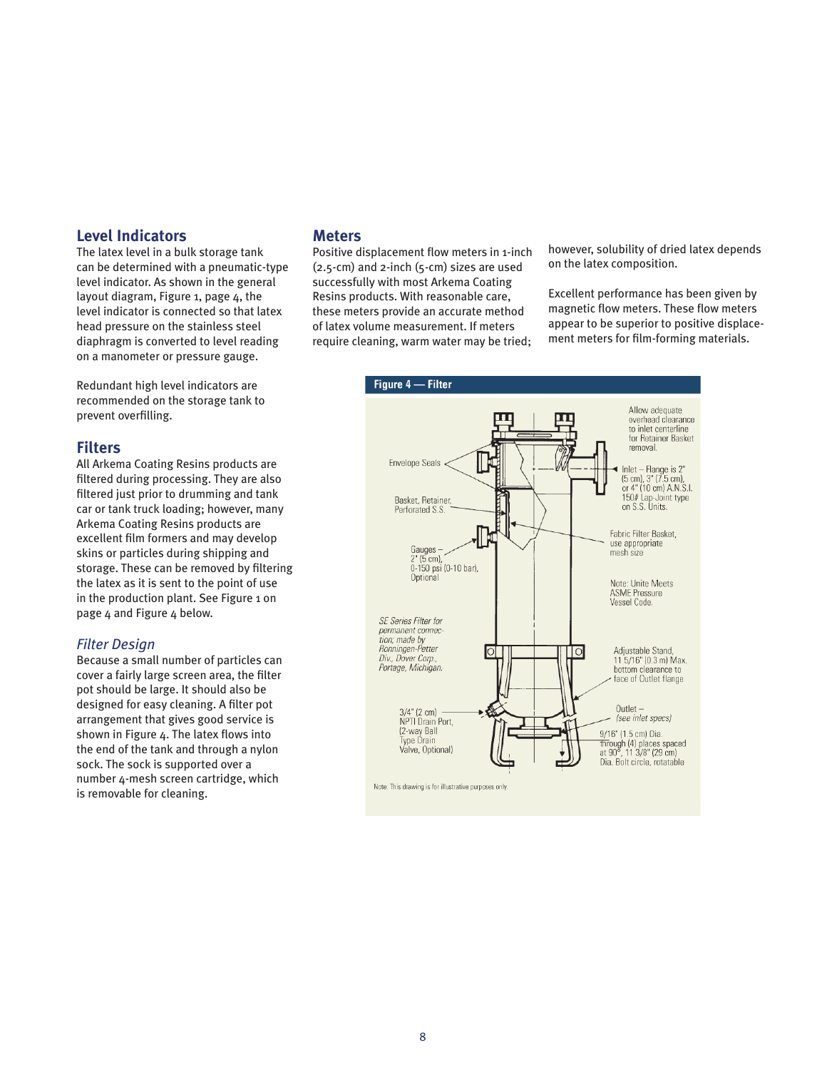## Level Indicators

The latex level in a bulk storage tank can be determined with a pneumatic-type level indicator. As shown in the general layout diagram, Figure 1, page 4, the level indicator is connected so that latex head pressure on the stainless steel diaphragm is converted to level reading on a manometer or pressure gauge.

Redundant high level indicators are recommended on the storage tank to prevent overfilling.

## Filters

All Arkema Coating Resins products are filtered during processing. They are also filtered just prior to drumming and tank car or tank truck loading; however, many Arkema Coating Resins products are excellent film formers and may develop skins or particles during shipping and storage. These can be removed by filtering the latex as it is sent to the point of use in the production plant. See Figure 1 on page 4 and Figure 4 below.

### *Filter Design*

Because a small number of particles can cover a fairly large screen area, the filter pot should be large. It should also be designed for easy cleaning. A filter pot arrangement that gives good service is shown in Figure 4. The latex flows into the end of the tank and through a nylon sock. The sock is supported over a number 4-mesh screen cartridge, which is removable for cleaning.

## Meters

Positive displacement flow meters in 1-inch (2.5-cm) and 2-inch (5-cm) sizes are used successfully with most Arkema Coating Resins products. With reasonable care, these meters provide an accurate method of latex volume measurement. If meters require cleaning, warm water may be tried; however, solubility of dried latex depends on the latex composition.

Excellent performance has been given by magnetic flow meters. These flow meters appear to be superior to positive displacement meters for film-forming materials.

**Figure 4 — Filter**

Allow adequate overhead clearance to inlet centerline for Retainer Basket removal.

Envelope Seals

Inlet – Flange is 2" (5 cm), 3" (7.5 cm), or 4" (10 cm) A.N.S.I. 150# Lap-Joint type on S.S. Units.

Basket, Retainer, Perforated S.S.

Fabric Filter Basket, use appropriate mesh size

Gauges – 2" (5 cm), 0-150 psi (0-10 bar), Optional

Note: Unite Meets ASME Pressure Vessel Code.

*SE Series Filter for permanent connection; made by Ronningen-Petter Div., Dover Corp., Portage, Michigan.*

Adjustable Stand, 11 5/16" (0.3 m) Max. bottom clearance to face of Outlet flange

3/4" (2 cm) NPTI Drain Port, (2-way Ball Type Drain Valve, Optional)

Outlet – *(see inlet specs)*

9/16" (1.5 cm) Dia. through (4) places spaced at 90°, 11 3/8" (29 cm) Dia. Bolt circle, rotatable

Note: This drawing is for illustrative purposes only.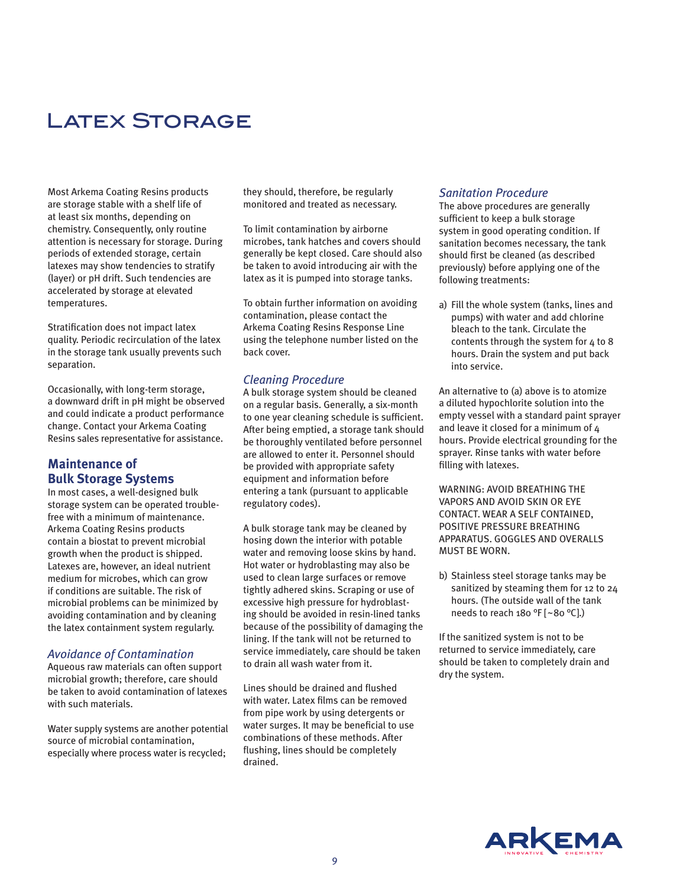# Latex Storage

Most Arkema Coating Resins products are storage stable with a shelf life of at least six months, depending on chemistry. Consequently, only routine attention is necessary for storage. During periods of extended storage, certain latexes may show tendencies to stratify (layer) or pH drift. Such tendencies are accelerated by storage at elevated temperatures.

Stratification does not impact latex quality. Periodic recirculation of the latex in the storage tank usually prevents such separation.

Occasionally, with long-term storage, a downward drift in pH might be observed and could indicate a product performance change. Contact your Arkema Coating Resins sales representative for assistance.

## Maintenance of Bulk Storage Systems

In most cases, a well-designed bulk storage system can be operated trouble-free with a minimum of maintenance. Arkema Coating Resins products contain a biostat to prevent microbial growth when the product is shipped. Latexes are, however, an ideal nutrient medium for microbes, which can grow if conditions are suitable. The risk of microbial problems can be minimized by avoiding contamination and by cleaning the latex containment system regularly.

### *Avoidance of Contamination*

Aqueous raw materials can often support microbial growth; therefore, care should be taken to avoid contamination of latexes with such materials.

Water supply systems are another potential source of microbial contamination, especially where process water is recycled; they should, therefore, be regularly monitored and treated as necessary.

To limit contamination by airborne microbes, tank hatches and covers should generally be kept closed. Care should also be taken to avoid introducing air with the latex as it is pumped into storage tanks.

To obtain further information on avoiding contamination, please contact the Arkema Coating Resins Response Line using the telephone number listed on the back cover.

### *Cleaning Procedure*

A bulk storage system should be cleaned on a regular basis. Generally, a six-month to one year cleaning schedule is sufficient. After being emptied, a storage tank should be thoroughly ventilated before personnel are allowed to enter it. Personnel should be provided with appropriate safety equipment and information before entering a tank (pursuant to applicable regulatory codes).

A bulk storage tank may be cleaned by hosing down the interior with potable water and removing loose skins by hand. Hot water or hydroblasting may also be used to clean large surfaces or remove tightly adhered skins. Scraping or use of excessive high pressure for hydroblasting should be avoided in resin-lined tanks because of the possibility of damaging the lining. If the tank will not be returned to service immediately, care should be taken to drain all wash water from it.

Lines should be drained and flushed with water. Latex films can be removed from pipe work by using detergents or water surges. It may be beneficial to use combinations of these methods. After flushing, lines should be completely drained.

### *Sanitation Procedure*

The above procedures are generally sufficient to keep a bulk storage system in good operating condition. If sanitation becomes necessary, the tank should first be cleaned (as described previously) before applying one of the following treatments:

a) Fill the whole system (tanks, lines and pumps) with water and add chlorine bleach to the tank. Circulate the contents through the system for 4 to 8 hours. Drain the system and put back into service.

An alternative to (a) above is to atomize a diluted hypochlorite solution into the empty vessel with a standard paint sprayer and leave it closed for a minimum of 4 hours. Provide electrical grounding for the sprayer. Rinse tanks with water before filling with latexes.

WARNING: AVOID BREATHING THE VAPORS AND AVOID SKIN OR EYE CONTACT. WEAR A SELF CONTAINED, POSITIVE PRESSURE BREATHING APPARATUS. GOGGLES AND OVERALLS MUST BE WORN.

b) Stainless steel storage tanks may be sanitized by steaming them for 12 to 24 hours. (The outside wall of the tank needs to reach 180 °F [~80 °C].)

If the sanitized system is not to be returned to service immediately, care should be taken to completely drain and dry the system.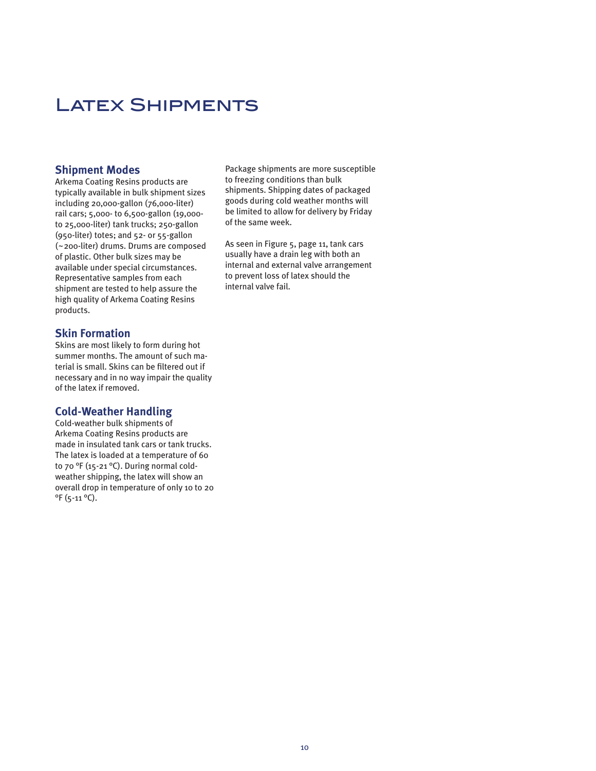# Latex Shipments

## Shipment Modes

Arkema Coating Resins products are typically available in bulk shipment sizes including 20,000-gallon (76,000-liter) rail cars; 5,000- to 6,500-gallon (19,000- to 25,000-liter) tank trucks; 250-gallon (950-liter) totes; and 52- or 55-gallon (~200-liter) drums. Drums are composed of plastic. Other bulk sizes may be available under special circumstances. Representative samples from each shipment are tested to help assure the high quality of Arkema Coating Resins products.

## Skin Formation

Skins are most likely to form during hot summer months. The amount of such material is small. Skins can be filtered out if necessary and in no way impair the quality of the latex if removed.

## Cold-Weather Handling

Cold-weather bulk shipments of Arkema Coating Resins products are made in insulated tank cars or tank trucks. The latex is loaded at a temperature of 60 to 70 °F (15-21 °C). During normal cold-weather shipping, the latex will show an overall drop in temperature of only 10 to 20 °F (5-11 °C).

Package shipments are more susceptible to freezing conditions than bulk shipments. Shipping dates of packaged goods during cold weather months will be limited to allow for delivery by Friday of the same week.

As seen in Figure 5, page 11, tank cars usually have a drain leg with both an internal and external valve arrangement to prevent loss of latex should the internal valve fail.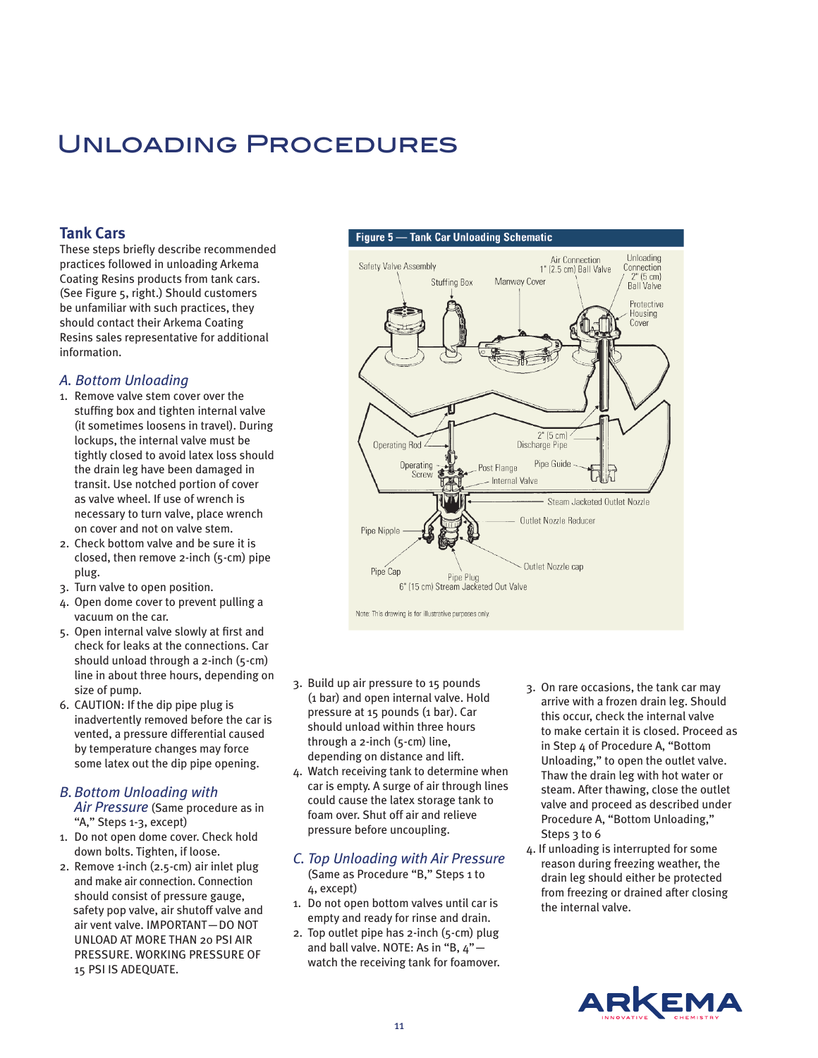# Unloading Procedures

## Tank Cars

These steps briefly describe recommended practices followed in unloading Arkema Coating Resins products from tank cars. (See Figure 5, right.) Should customers be unfamiliar with such practices, they should contact their Arkema Coating Resins sales representative for additional information.

### *A. Bottom Unloading*

1. Remove valve stem cover over the stuffing box and tighten internal valve (it sometimes loosens in travel). During lockups, the internal valve must be tightly closed to avoid latex loss should the drain leg have been damaged in transit. Use notched portion of cover as valve wheel. If use of wrench is necessary to turn valve, place wrench on cover and not on valve stem.
2. Check bottom valve and be sure it is closed, then remove 2-inch (5-cm) pipe plug.
3. Turn valve to open position.
4. Open dome cover to prevent pulling a vacuum on the car.
5. Open internal valve slowly at first and check for leaks at the connections. Car should unload through a 2-inch (5-cm) line in about three hours, depending on size of pump.
6. CAUTION: If the dip pipe plug is inadvertently removed before the car is vented, a pressure differential caused by temperature changes may force some latex out the dip pipe opening.

**Figure 5 — Tank Car Unloading Schematic**

Safety Valve Assembly; Stuffing Box; Manway Cover; Air Connection 1" (2.5 cm) Ball Valve; Unloading Connection 2" (5 cm) Ball Valve; Protective Housing Cover; Operating Rod; 2" (5 cm) Discharge Pipe; Operating Screw; Post Flange; Pipe Guide; Internal Valve; Steam Jacketed Outlet Nozzle; Outlet Nozzle Reducer; Pipe Nipple; Pipe Cap; Outlet Nozzle cap; Pipe Plug; 6" (15 cm) Stream Jacketed Out Valve

Note: This drawing is for illustrative purposes only.

### *B. Bottom Unloading with Air Pressure* (Same procedure as in "A," Steps 1-3, except)

1. Do not open dome cover. Check hold down bolts. Tighten, if loose.
2. Remove 1-inch (2.5-cm) air inlet plug and make air connection. Connection should consist of pressure gauge, safety pop valve, air shutoff valve and air vent valve. IMPORTANT—DO NOT UNLOAD AT MORE THAN 20 PSI AIR PRESSURE. WORKING PRESSURE OF 15 PSI IS ADEQUATE.
3. Build up air pressure to 15 pounds (1 bar) and open internal valve. Hold pressure at 15 pounds (1 bar). Car should unload within three hours through a 2-inch (5-cm) line, depending on distance and lift.
4. Watch receiving tank to determine when car is empty. A surge of air through lines could cause the latex storage tank to foam over. Shut off air and relieve pressure before uncoupling.

### *C. Top Unloading with Air Pressure*

(Same as Procedure "B," Steps 1 to 4, except)

1. Do not open bottom valves until car is empty and ready for rinse and drain.
2. Top outlet pipe has 2-inch (5-cm) plug and ball valve. NOTE: As in "B, 4"—watch the receiving tank for foamover.
3. On rare occasions, the tank car may arrive with a frozen drain leg. Should this occur, check the internal valve to make certain it is closed. Proceed as in Step 4 of Procedure A, "Bottom Unloading," to open the outlet valve. Thaw the drain leg with hot water or steam. After thawing, close the outlet valve and proceed as described under Procedure A, "Bottom Unloading," Steps 3 to 6
4. If unloading is interrupted for some reason during freezing weather, the drain leg should either be protected from freezing or drained after closing the internal valve.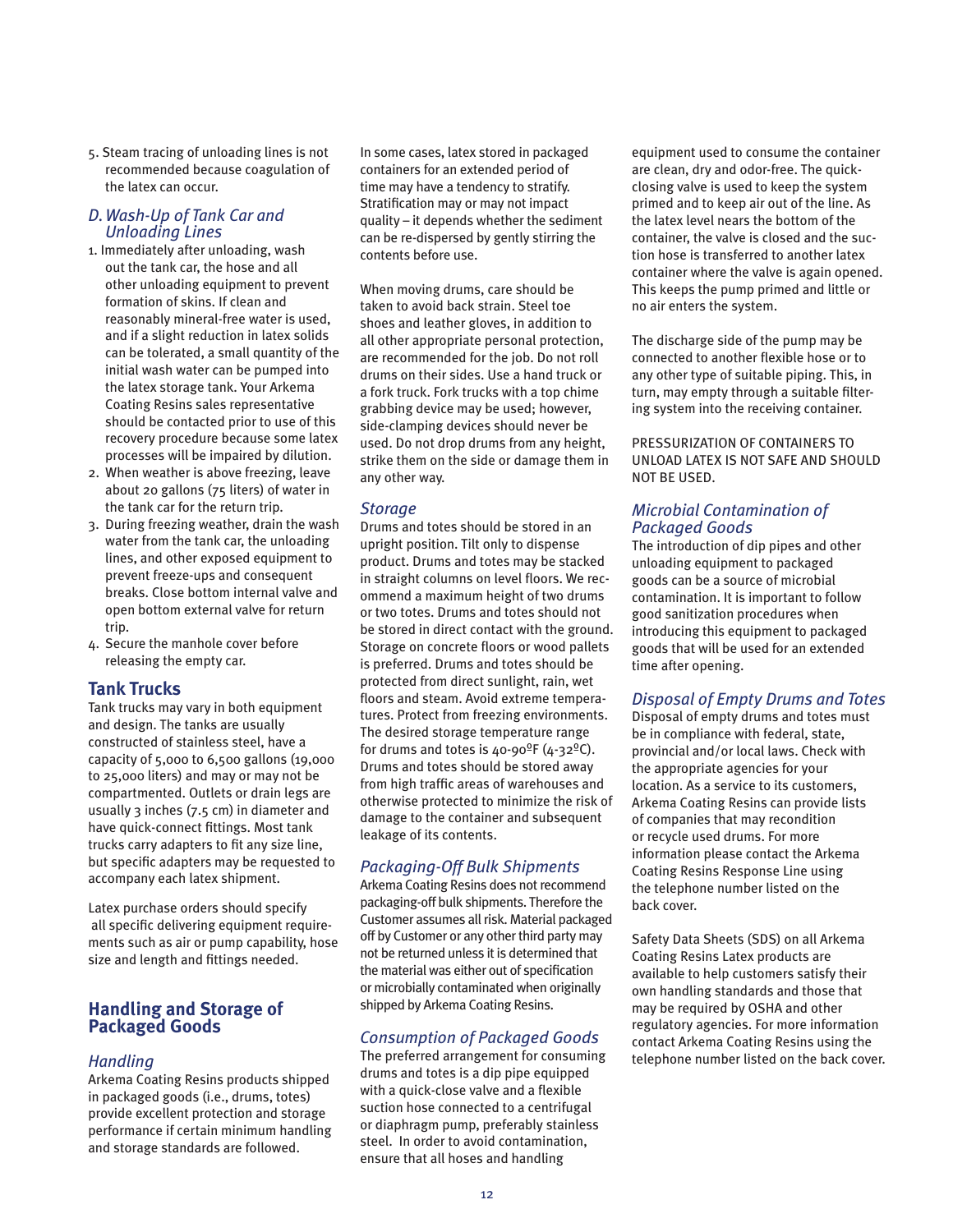5. Steam tracing of unloading lines is not recommended because coagulation of the latex can occur.

### *D. Wash-Up of Tank Car and Unloading Lines*

1. Immediately after unloading, wash out the tank car, the hose and all other unloading equipment to prevent formation of skins. If clean and reasonably mineral-free water is used, and if a slight reduction in latex solids can be tolerated, a small quantity of the initial wash water can be pumped into the latex storage tank. Your Arkema Coating Resins sales representative should be contacted prior to use of this recovery procedure because some latex processes will be impaired by dilution.
2. When weather is above freezing, leave about 20 gallons (75 liters) of water in the tank car for the return trip.
3. During freezing weather, drain the wash water from the tank car, the unloading lines, and other exposed equipment to prevent freeze-ups and consequent breaks. Close bottom internal valve and open bottom external valve for return trip.
4. Secure the manhole cover before releasing the empty car.

## Tank Trucks

Tank trucks may vary in both equipment and design. The tanks are usually constructed of stainless steel, have a capacity of 5,000 to 6,500 gallons (19,000 to 25,000 liters) and may or may not be compartmented. Outlets or drain legs are usually 3 inches (7.5 cm) in diameter and have quick-connect fittings. Most tank trucks carry adapters to fit any size line, but specific adapters may be requested to accompany each latex shipment.

Latex purchase orders should specify all specific delivering equipment requirements such as air or pump capability, hose size and length and fittings needed.

## Handling and Storage of Packaged Goods

### *Handling*

Arkema Coating Resins products shipped in packaged goods (i.e., drums, totes) provide excellent protection and storage performance if certain minimum handling and storage standards are followed.

In some cases, latex stored in packaged containers for an extended period of time may have a tendency to stratify. Stratification may or may not impact quality – it depends whether the sediment can be re-dispersed by gently stirring the contents before use.

When moving drums, care should be taken to avoid back strain. Steel toe shoes and leather gloves, in addition to all other appropriate personal protection, are recommended for the job. Do not roll drums on their sides. Use a hand truck or a fork truck. Fork trucks with a top chime grabbing device may be used; however, side-clamping devices should never be used. Do not drop drums from any height, strike them on the side or damage them in any other way.

### *Storage*

Drums and totes should be stored in an upright position. Tilt only to dispense product. Drums and totes may be stacked in straight columns on level floors. We recommend a maximum height of two drums or two totes. Drums and totes should not be stored in direct contact with the ground. Storage on concrete floors or wood pallets is preferred. Drums and totes should be protected from direct sunlight, rain, wet floors and steam. Avoid extreme temperatures. Protect from freezing environments. The desired storage temperature range for drums and totes is 40-90ºF (4-32ºC). Drums and totes should be stored away from high traffic areas of warehouses and otherwise protected to minimize the risk of damage to the container and subsequent leakage of its contents.

### *Packaging-Off Bulk Shipments*

Arkema Coating Resins does not recommend packaging-off bulk shipments. Therefore the Customer assumes all risk. Material packaged off by Customer or any other third party may not be returned unless it is determined that the material was either out of specification or microbially contaminated when originally shipped by Arkema Coating Resins.

### *Consumption of Packaged Goods*

The preferred arrangement for consuming drums and totes is a dip pipe equipped with a quick-close valve and a flexible suction hose connected to a centrifugal or diaphragm pump, preferably stainless steel. In order to avoid contamination, ensure that all hoses and handling equipment used to consume the container are clean, dry and odor-free. The quick-closing valve is used to keep the system primed and to keep air out of the line. As the latex level nears the bottom of the container, the valve is closed and the suction hose is transferred to another latex container where the valve is again opened. This keeps the pump primed and little or no air enters the system.

The discharge side of the pump may be connected to another flexible hose or to any other type of suitable piping. This, in turn, may empty through a suitable filtering system into the receiving container.

PRESSURIZATION OF CONTAINERS TO UNLOAD LATEX IS NOT SAFE AND SHOULD NOT BE USED.

### *Microbial Contamination of Packaged Goods*

The introduction of dip pipes and other unloading equipment to packaged goods can be a source of microbial contamination. It is important to follow good sanitization procedures when introducing this equipment to packaged goods that will be used for an extended time after opening.

### *Disposal of Empty Drums and Totes*

Disposal of empty drums and totes must be in compliance with federal, state, provincial and/or local laws. Check with the appropriate agencies for your location. As a service to its customers, Arkema Coating Resins can provide lists of companies that may recondition or recycle used drums. For more information please contact the Arkema Coating Resins Response Line using the telephone number listed on the back cover.

Safety Data Sheets (SDS) on all Arkema Coating Resins Latex products are available to help customers satisfy their own handling standards and those that may be required by OSHA and other regulatory agencies. For more information contact Arkema Coating Resins using the telephone number listed on the back cover.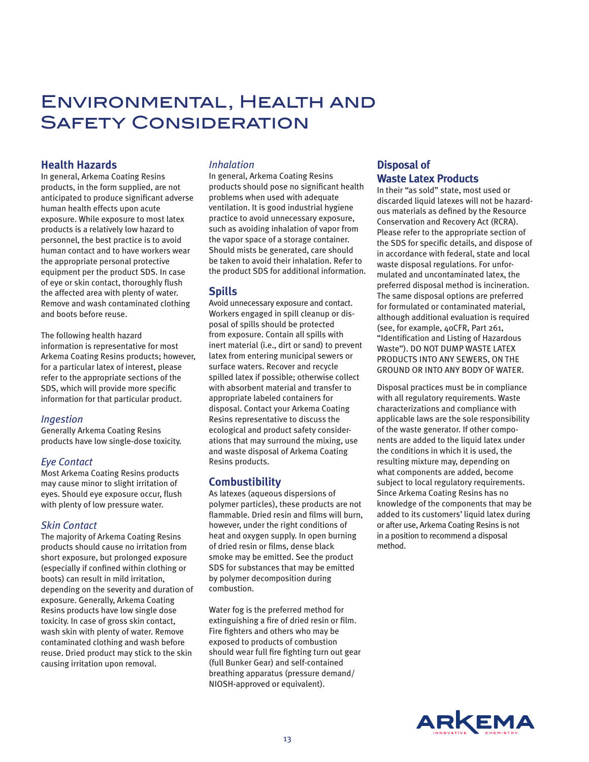# Environmental, Health and Safety Consideration

## Health Hazards

In general, Arkema Coating Resins products, in the form supplied, are not anticipated to produce significant adverse human health effects upon acute exposure. While exposure to most latex products is a relatively low hazard to personnel, the best practice is to avoid human contact and to have workers wear the appropriate personal protective equipment per the product SDS. In case of eye or skin contact, thoroughly flush the affected area with plenty of water. Remove and wash contaminated clothing and boots before reuse.

The following health hazard information is representative for most Arkema Coating Resins products; however, for a particular latex of interest, please refer to the appropriate sections of the SDS, which will provide more specific information for that particular product.

### *Ingestion*

Generally Arkema Coating Resins products have low single-dose toxicity.

### *Eye Contact*

Most Arkema Coating Resins products may cause minor to slight irritation of eyes. Should eye exposure occur, flush with plenty of low pressure water.

### *Skin Contact*

The majority of Arkema Coating Resins products should cause no irritation from short exposure, but prolonged exposure (especially if confined within clothing or boots) can result in mild irritation, depending on the severity and duration of exposure. Generally, Arkema Coating Resins products have low single dose toxicity. In case of gross skin contact, wash skin with plenty of water. Remove contaminated clothing and wash before reuse. Dried product may stick to the skin causing irritation upon removal.

### *Inhalation*

In general, Arkema Coating Resins products should pose no significant health problems when used with adequate ventilation. It is good industrial hygiene practice to avoid unnecessary exposure, such as avoiding inhalation of vapor from the vapor space of a storage container. Should mists be generated, care should be taken to avoid their inhalation. Refer to the product SDS for additional information.

## Spills

Avoid unnecessary exposure and contact. Workers engaged in spill cleanup or disposal of spills should be protected from exposure. Contain all spills with inert material (i.e., dirt or sand) to prevent latex from entering municipal sewers or surface waters. Recover and recycle spilled latex if possible; otherwise collect with absorbent material and transfer to appropriate labeled containers for disposal. Contact your Arkema Coating Resins representative to discuss the ecological and product safety considerations that may surround the mixing, use and waste disposal of Arkema Coating Resins products.

## Combustibility

As latexes (aqueous dispersions of polymer particles), these products are not flammable. Dried resin and films will burn, however, under the right conditions of heat and oxygen supply. In open burning of dried resin or films, dense black smoke may be emitted. See the product SDS for substances that may be emitted by polymer decomposition during combustion.

Water fog is the preferred method for extinguishing a fire of dried resin or film. Fire fighters and others who may be exposed to products of combustion should wear full fire fighting turn out gear (full Bunker Gear) and self-contained breathing apparatus (pressure demand/ NIOSH-approved or equivalent).

## Disposal of Waste Latex Products

In their "as sold" state, most used or discarded liquid latexes will not be hazardous materials as defined by the Resource Conservation and Recovery Act (RCRA). Please refer to the appropriate section of the SDS for specific details, and dispose of in accordance with federal, state and local waste disposal regulations. For unformulated and uncontaminated latex, the preferred disposal method is incineration. The same disposal options are preferred for formulated or contaminated material, although additional evaluation is required (see, for example, 40CFR, Part 261, "Identification and Listing of Hazardous Waste"). DO NOT DUMP WASTE LATEX PRODUCTS INTO ANY SEWERS, ON THE GROUND OR INTO ANY BODY OF WATER.

Disposal practices must be in compliance with all regulatory requirements. Waste characterizations and compliance with applicable laws are the sole responsibility of the waste generator. If other components are added to the liquid latex under the conditions in which it is used, the resulting mixture may, depending on what components are added, become subject to local regulatory requirements. Since Arkema Coating Resins has no knowledge of the components that may be added to its customers' liquid latex during or after use, Arkema Coating Resins is not in a position to recommend a disposal method.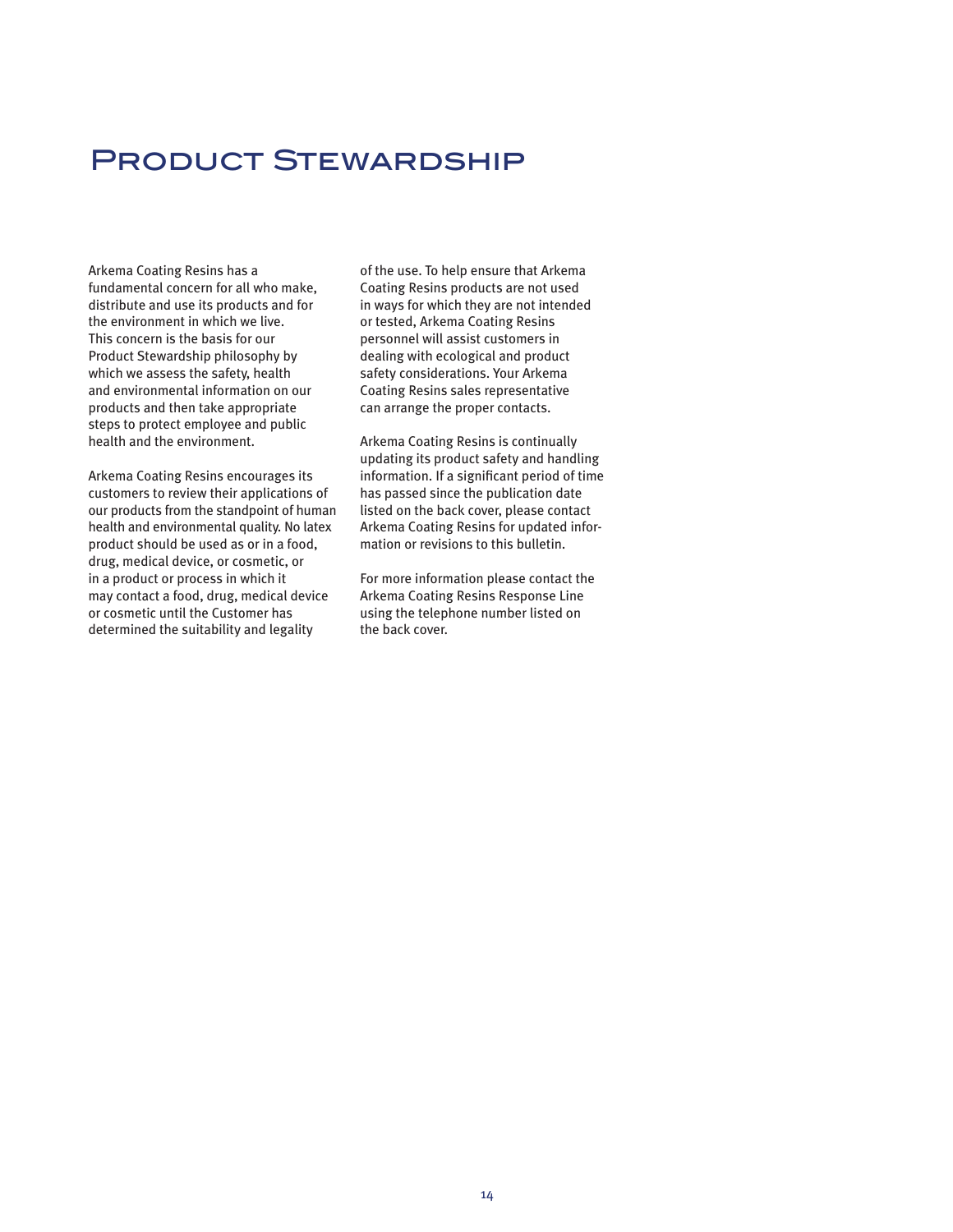# Product Stewardship

Arkema Coating Resins has a fundamental concern for all who make, distribute and use its products and for the environment in which we live. This concern is the basis for our Product Stewardship philosophy by which we assess the safety, health and environmental information on our products and then take appropriate steps to protect employee and public health and the environment.

Arkema Coating Resins encourages its customers to review their applications of our products from the standpoint of human health and environmental quality. No latex product should be used as or in a food, drug, medical device, or cosmetic, or in a product or process in which it may contact a food, drug, medical device or cosmetic until the Customer has determined the suitability and legality of the use. To help ensure that Arkema Coating Resins products are not used in ways for which they are not intended or tested, Arkema Coating Resins personnel will assist customers in dealing with ecological and product safety considerations. Your Arkema Coating Resins sales representative can arrange the proper contacts.

Arkema Coating Resins is continually updating its product safety and handling information. If a significant period of time has passed since the publication date listed on the back cover, please contact Arkema Coating Resins for updated information or revisions to this bulletin.

For more information please contact the Arkema Coating Resins Response Line using the telephone number listed on the back cover.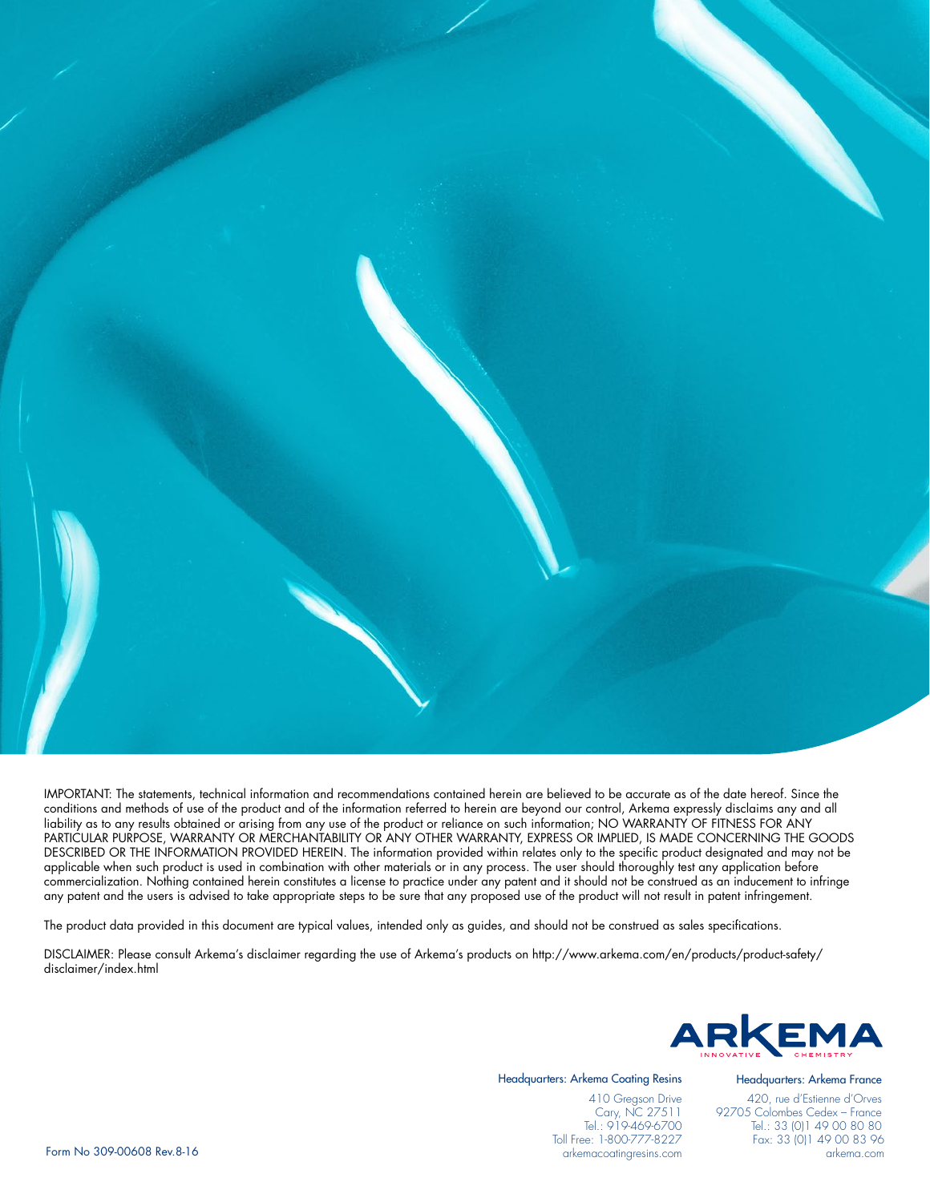IMPORTANT: The statements, technical information and recommendations contained herein are believed to be accurate as of the date hereof. Since the conditions and methods of use of the product and of the information referred to herein are beyond our control, Arkema expressly disclaims any and all liability as to any results obtained or arising from any use of the product or reliance on such information; NO WARRANTY OF FITNESS FOR ANY PARTICULAR PURPOSE, WARRANTY OR MERCHANTABILITY OR ANY OTHER WARRANTY, EXPRESS OR IMPLIED, IS MADE CONCERNING THE GOODS DESCRIBED OR THE INFORMATION PROVIDED HEREIN. The information provided within relates only to the specific product designated and may not be applicable when such product is used in combination with other materials or in any process. The user should thoroughly test any application before commercialization. Nothing contained herein constitutes a license to practice under any patent and it should not be construed as an inducement to infringe any patent and the users is advised to take appropriate steps to be sure that any proposed use of the product will not result in patent infringement.

The product data provided in this document are typical values, intended only as guides, and should not be construed as sales specifications.

DISCLAIMER: Please consult Arkema's disclaimer regarding the use of Arkema's products on http://www.arkema.com/en/products/product-safety/disclaimer/index.html

ARKEMA
INNOVATIVE CHEMISTRY

Headquarters: Arkema Coating Resins
410 Gregson Drive
Cary, NC 27511
Tel.: 919-469-6700
Toll Free: 1-800-777-8227
arkemacoatingresins.com

Headquarters: Arkema France
420, rue d'Estienne d'Orves
92705 Colombes Cedex – France
Tel.: 33 (0)1 49 00 80 80
Fax: 33 (0)1 49 00 83 96
arkema.com

Form No 309-00608 Rev.8-16